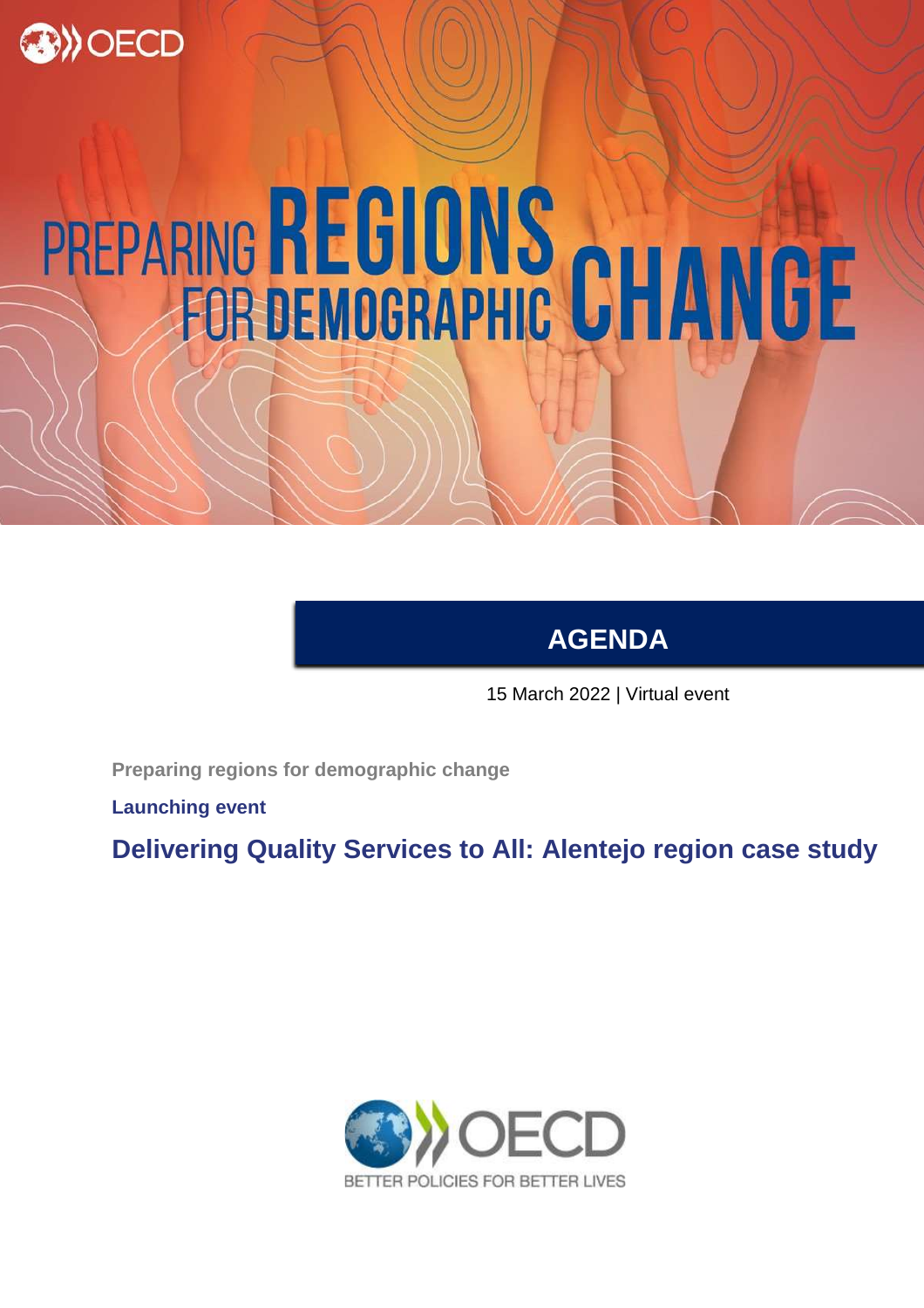# PREPARING REGIONS FOR DEMOGRAPHIC CHANGE

## AGENDA

15 March 2022 | Virtual event

**Preparing regions for demographic change**

**Launching event**

## Delivering Quality Services to All: Alentejo region case study

BETTER POLICIES FOR BETTER LIVES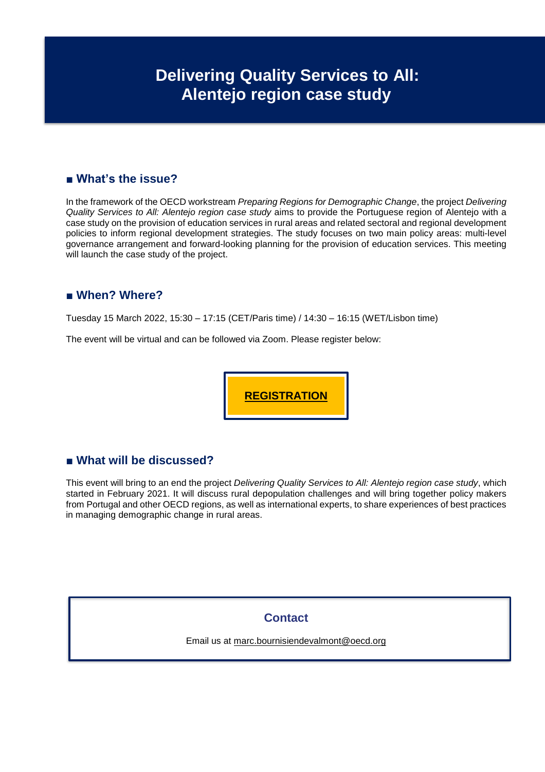# Delivering Quality Services to All: Alentejo region case study

## ■ What's the issue?

In the framework of the OECD workstream *Preparing Regions for Demographic Change*, the project *Delivering Quality Services to All: Alentejo region case study* aims to provide the Portuguese region of Alentejo with a case study on the provision of education services in rural areas and related sectoral and regional development policies to inform regional development strategies. The study focuses on two main policy areas: multi-level governance arrangement and forward-looking planning for the provision of education services. This meeting will launch the case study of the project.

## ■ When? Where?

Tuesday 15 March 2022, 15:30 – 17:15 (CET/Paris time) / 14:30 – 16:15 (WET/Lisbon time)

The event will be virtual and can be followed via Zoom. Please register below:

**REGISTRATION**

## ■ What will be discussed?

This event will bring to an end the project *Delivering Quality Services to All: Alentejo region case study*, which started in February 2021. It will discuss rural depopulation challenges and will bring together policy makers from Portugal and other OECD regions, as well as international experts, to share experiences of best practices in managing demographic change in rural areas.

### Contact

Email us at marc.bournisiendevalmont@oecd.org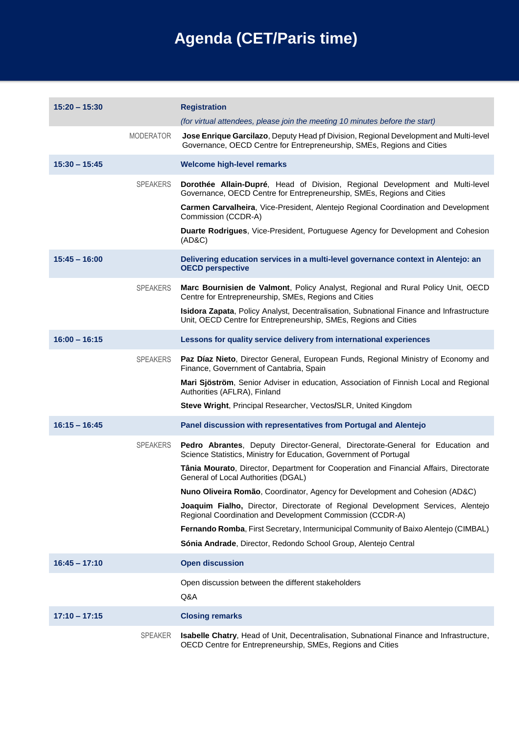# Agenda (CET/Paris time)

| | | |
|---|---|---|
| **15:20 – 15:30** | | **Registration**<br>*(for virtual attendees, please join the meeting 10 minutes before the start)* |
| | MODERATOR | **Jose Enrique Garcilazo**, Deputy Head pf Division, Regional Development and Multi-level Governance, OECD Centre for Entrepreneurship, SMEs, Regions and Cities |
| **15:30 – 15:45** | | **Welcome high-level remarks** |
| | SPEAKERS | **Dorothée Allain-Dupré**, Head of Division, Regional Development and Multi-level Governance, OECD Centre for Entrepreneurship, SMEs, Regions and Cities<br>**Carmen Carvalheira**, Vice-President, Alentejo Regional Coordination and Development Commission (CCDR-A)<br>**Duarte Rodrigues**, Vice-President, Portuguese Agency for Development and Cohesion (AD&C) |
| **15:45 – 16:00** | | **Delivering education services in a multi-level governance context in Alentejo: an OECD perspective** |
| | SPEAKERS | **Marc Bournisien de Valmont**, Policy Analyst, Regional and Rural Policy Unit, OECD Centre for Entrepreneurship, SMEs, Regions and Cities<br>**Isidora Zapata**, Policy Analyst, Decentralisation, Subnational Finance and Infrastructure Unit, OECD Centre for Entrepreneurship, SMEs, Regions and Cities |
| **16:00 – 16:15** | | **Lessons for quality service delivery from international experiences** |
| | SPEAKERS | **Paz Díaz Nieto**, Director General, European Funds, Regional Ministry of Economy and Finance, Government of Cantabria, Spain<br>**Mari Sjöström**, Senior Adviser in education, Association of Finnish Local and Regional Authorities (AFLRA), Finland<br>**Steve Wright**, Principal Researcher, Vectos/SLR, United Kingdom |
| **16:15 – 16:45** | | **Panel discussion with representatives from Portugal and Alentejo** |
| | SPEAKERS | **Pedro Abrantes**, Deputy Director-General, Directorate-General for Education and Science Statistics, Ministry for Education, Government of Portugal<br>**Tânia Mourato**, Director, Department for Cooperation and Financial Affairs, Directorate General of Local Authorities (DGAL)<br>**Nuno Oliveira Romão**, Coordinator, Agency for Development and Cohesion (AD&C)<br>**Joaquim Fialho,** Director, Directorate of Regional Development Services, Alentejo Regional Coordination and Development Commission (CCDR-A)<br>**Fernando Romba**, First Secretary, Intermunicipal Community of Baixo Alentejo (CIMBAL)<br>**Sónia Andrade**, Director, Redondo School Group, Alentejo Central |
| **16:45 – 17:10** | | **Open discussion** |
| | | Open discussion between the different stakeholders<br>Q&A |
| **17:10 – 17:15** | | **Closing remarks** |
| | SPEAKER | **Isabelle Chatry**, Head of Unit, Decentralisation, Subnational Finance and Infrastructure, OECD Centre for Entrepreneurship, SMEs, Regions and Cities |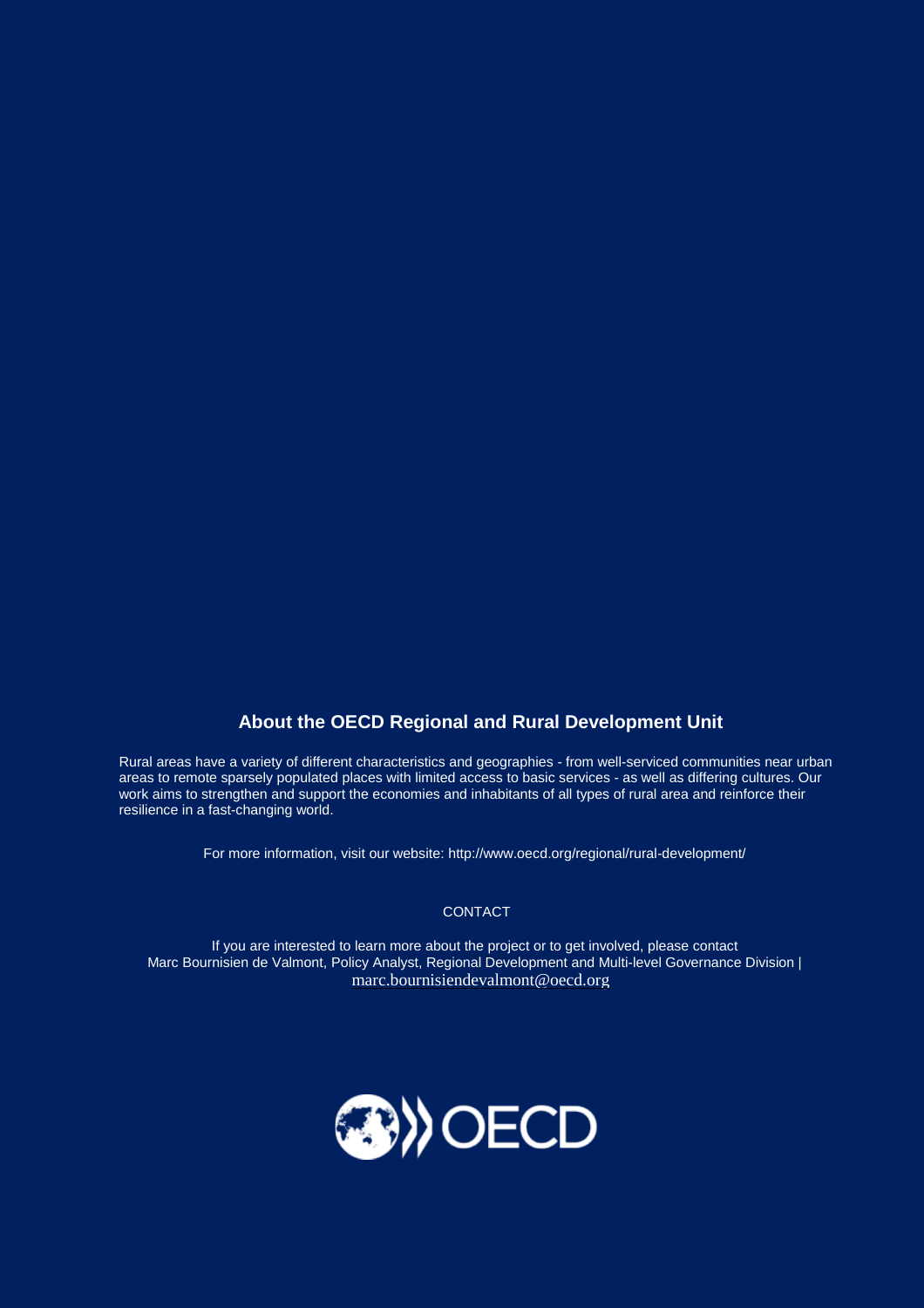## About the OECD Regional and Rural Development Unit

Rural areas have a variety of different characteristics and geographies - from well-serviced communities near urban areas to remote sparsely populated places with limited access to basic services - as well as differing cultures. Our work aims to strengthen and support the economies and inhabitants of all types of rural area and reinforce their resilience in a fast-changing world.

For more information, visit our website: http://www.oecd.org/regional/rural-development/

CONTACT

If you are interested to learn more about the project or to get involved, please contact
Marc Bournisien de Valmont, Policy Analyst, Regional Development and Multi-level Governance Division |
marc.bournisiendevalmont@oecd.org